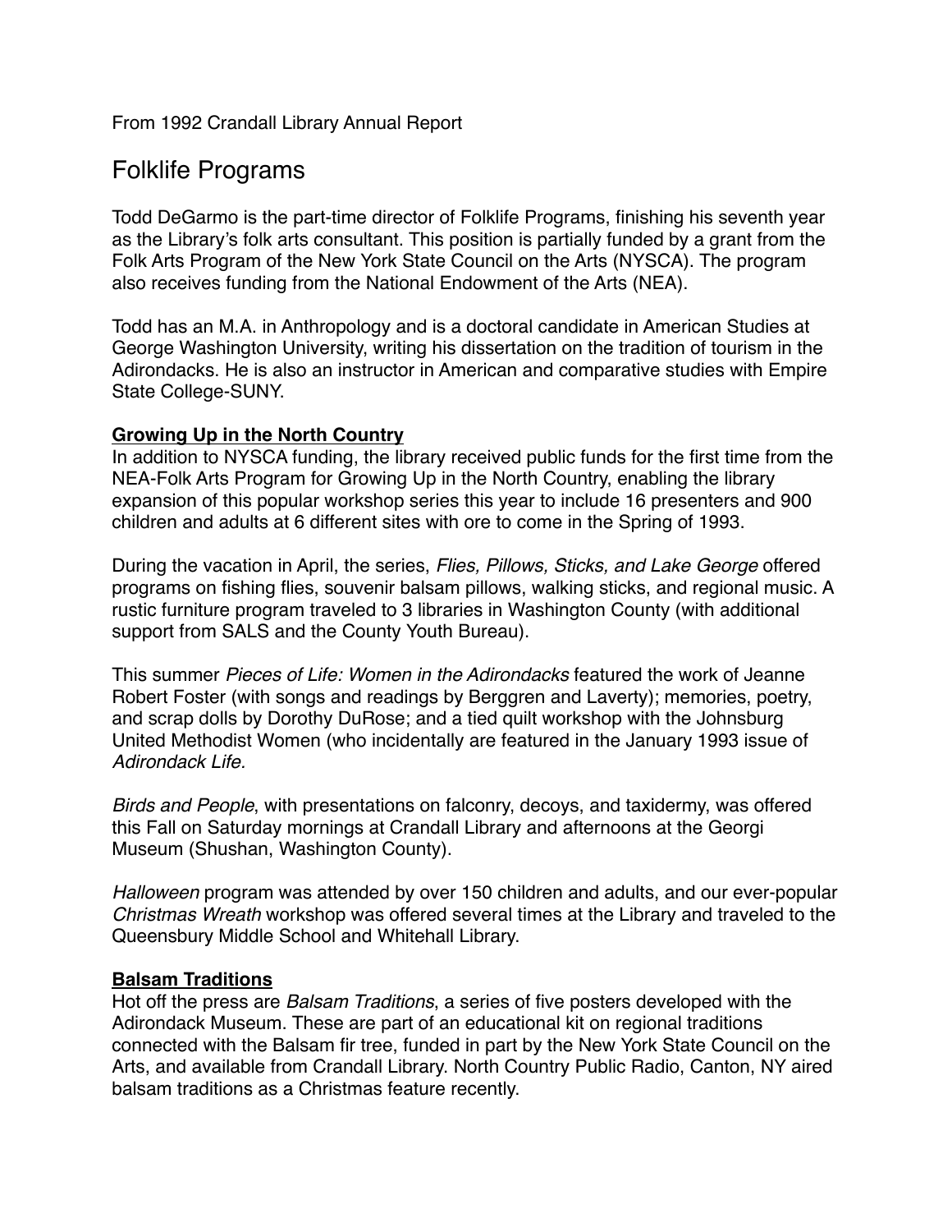From 1992 Crandall Library Annual Report

# Folklife Programs

Todd DeGarmo is the part-time director of Folklife Programs, finishing his seventh year as the Library's folk arts consultant. This position is partially funded by a grant from the Folk Arts Program of the New York State Council on the Arts (NYSCA). The program also receives funding from the National Endowment of the Arts (NEA).

Todd has an M.A. in Anthropology and is a doctoral candidate in American Studies at George Washington University, writing his dissertation on the tradition of tourism in the Adirondacks. He is also an instructor in American and comparative studies with Empire State College-SUNY.

**<u>Growing Up in the North Country</u>**

In addition to NYSCA funding, the library received public funds for the first time from the NEA-Folk Arts Program for Growing Up in the North Country, enabling the library expansion of this popular workshop series this year to include 16 presenters and 900 children and adults at 6 different sites with ore to come in the Spring of 1993.

During the vacation in April, the series, *Flies, Pillows, Sticks, and Lake George* offered programs on fishing flies, souvenir balsam pillows, walking sticks, and regional music. A rustic furniture program traveled to 3 libraries in Washington County (with additional support from SALS and the County Youth Bureau).

This summer *Pieces of Life: Women in the Adirondacks* featured the work of Jeanne Robert Foster (with songs and readings by Berggren and Laverty); memories, poetry, and scrap dolls by Dorothy DuRose; and a tied quilt workshop with the Johnsburg United Methodist Women (who incidentally are featured in the January 1993 issue of *Adirondack Life.*

*Birds and People*, with presentations on falconry, decoys, and taxidermy, was offered this Fall on Saturday mornings at Crandall Library and afternoons at the Georgi Museum (Shushan, Washington County).

*Halloween* program was attended by over 150 children and adults, and our ever-popular *Christmas Wreath* workshop was offered several times at the Library and traveled to the Queensbury Middle School and Whitehall Library.

**<u>Balsam Traditions</u>**

Hot off the press are *Balsam Traditions*, a series of five posters developed with the Adirondack Museum. These are part of an educational kit on regional traditions connected with the Balsam fir tree, funded in part by the New York State Council on the Arts, and available from Crandall Library. North Country Public Radio, Canton, NY aired balsam traditions as a Christmas feature recently.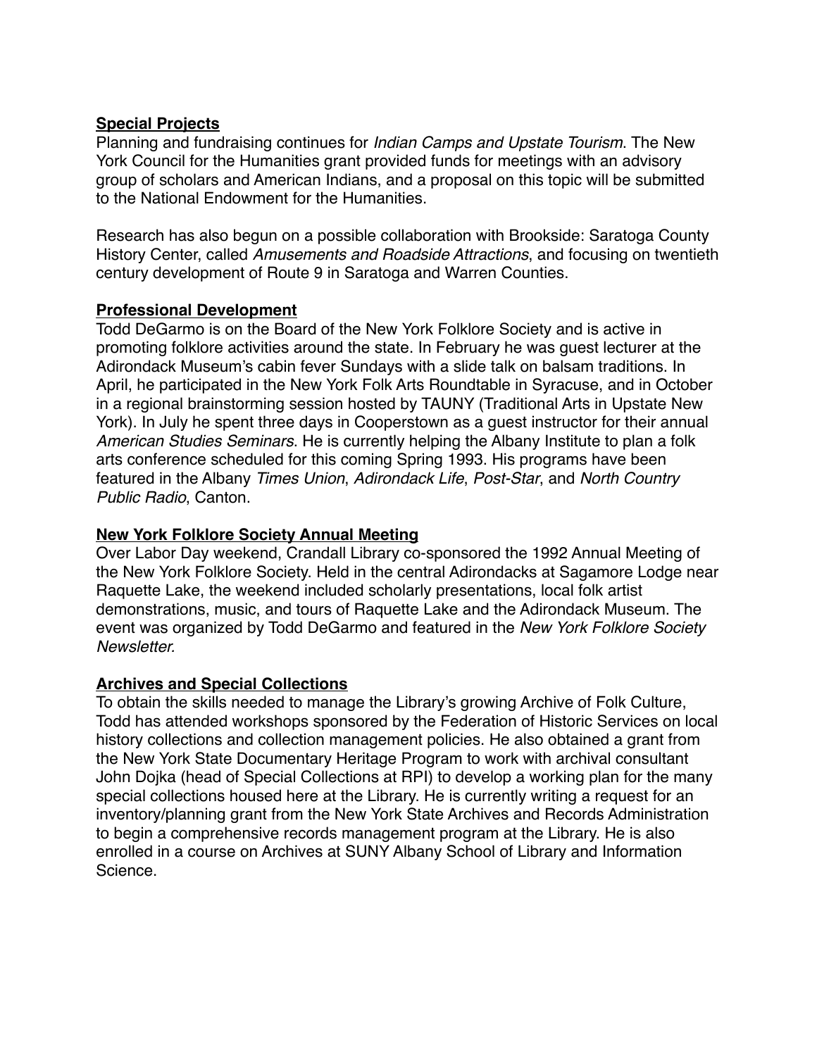**Special Projects**

Planning and fundraising continues for *Indian Camps and Upstate Tourism*. The New York Council for the Humanities grant provided funds for meetings with an advisory group of scholars and American Indians, and a proposal on this topic will be submitted to the National Endowment for the Humanities.

Research has also begun on a possible collaboration with Brookside: Saratoga County History Center, called *Amusements and Roadside Attractions*, and focusing on twentieth century development of Route 9 in Saratoga and Warren Counties.

**Professional Development**

Todd DeGarmo is on the Board of the New York Folklore Society and is active in promoting folklore activities around the state. In February he was guest lecturer at the Adirondack Museum's cabin fever Sundays with a slide talk on balsam traditions. In April, he participated in the New York Folk Arts Roundtable in Syracuse, and in October in a regional brainstorming session hosted by TAUNY (Traditional Arts in Upstate New York). In July he spent three days in Cooperstown as a guest instructor for their annual *American Studies Seminars*. He is currently helping the Albany Institute to plan a folk arts conference scheduled for this coming Spring 1993. His programs have been featured in the Albany *Times Union*, *Adirondack Life*, *Post-Star*, and *North Country Public Radio*, Canton.

**New York Folklore Society Annual Meeting**

Over Labor Day weekend, Crandall Library co-sponsored the 1992 Annual Meeting of the New York Folklore Society. Held in the central Adirondacks at Sagamore Lodge near Raquette Lake, the weekend included scholarly presentations, local folk artist demonstrations, music, and tours of Raquette Lake and the Adirondack Museum. The event was organized by Todd DeGarmo and featured in the *New York Folklore Society Newsletter*.

**Archives and Special Collections**

To obtain the skills needed to manage the Library's growing Archive of Folk Culture, Todd has attended workshops sponsored by the Federation of Historic Services on local history collections and collection management policies. He also obtained a grant from the New York State Documentary Heritage Program to work with archival consultant John Dojka (head of Special Collections at RPI) to develop a working plan for the many special collections housed here at the Library. He is currently writing a request for an inventory/planning grant from the New York State Archives and Records Administration to begin a comprehensive records management program at the Library. He is also enrolled in a course on Archives at SUNY Albany School of Library and Information Science.